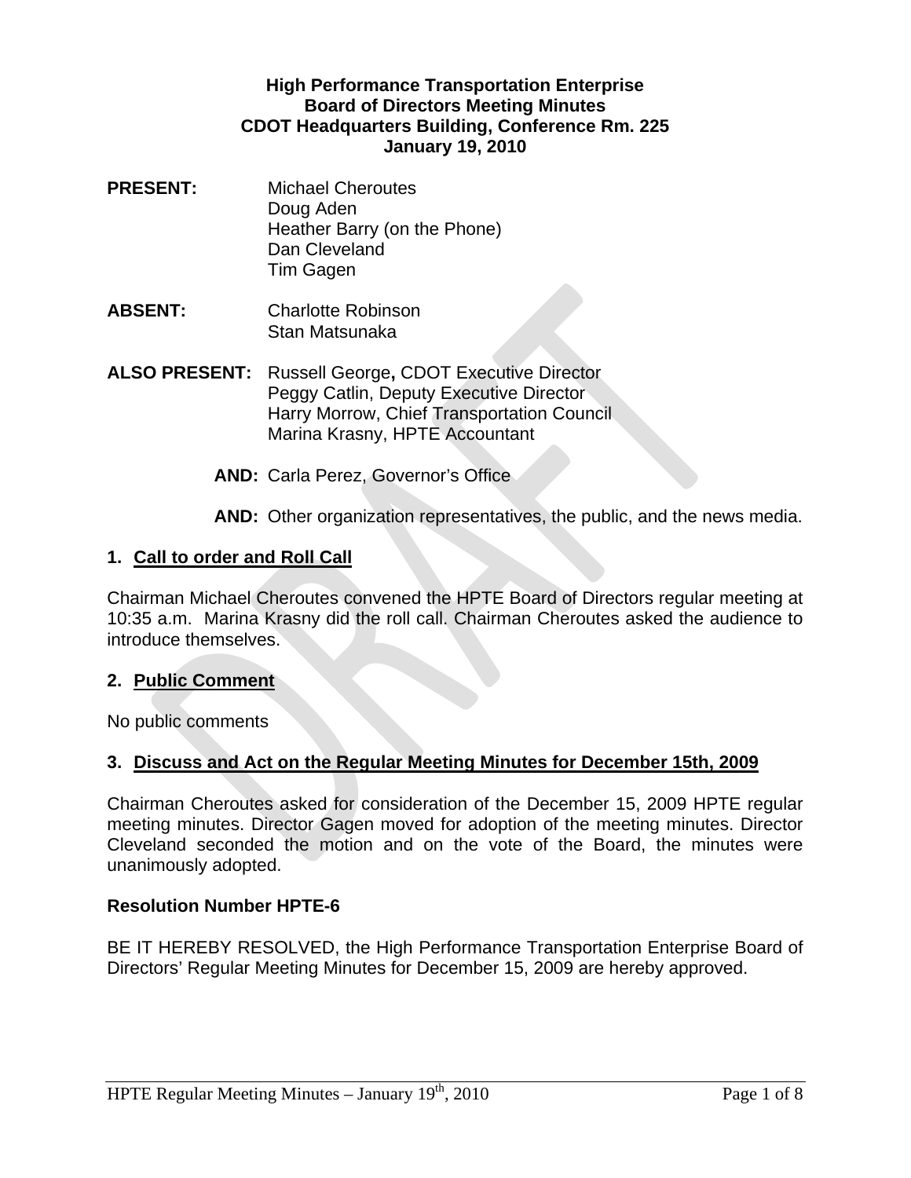**High Performance Transportation Enterprise**
**Board of Directors Meeting Minutes**
**CDOT Headquarters Building, Conference Rm. 225**
**January 19, 2010**

**PRESENT:** Michael Cheroutes
Doug Aden
Heather Barry (on the Phone)
Dan Cleveland
Tim Gagen

**ABSENT:** Charlotte Robinson
Stan Matsunaka

**ALSO PRESENT:** Russell George**,** CDOT Executive Director
Peggy Catlin, Deputy Executive Director
Harry Morrow, Chief Transportation Council
Marina Krasny, HPTE Accountant

**AND:** Carla Perez, Governor's Office

**AND:** Other organization representatives, the public, and the news media.

## 1. Call to order and Roll Call

Chairman Michael Cheroutes convened the HPTE Board of Directors regular meeting at 10:35 a.m. Marina Krasny did the roll call. Chairman Cheroutes asked the audience to introduce themselves.

## 2. Public Comment

No public comments

## 3. Discuss and Act on the Regular Meeting Minutes for December 15th, 2009

Chairman Cheroutes asked for consideration of the December 15, 2009 HPTE regular meeting minutes. Director Gagen moved for adoption of the meeting minutes. Director Cleveland seconded the motion and on the vote of the Board, the minutes were unanimously adopted.

**Resolution Number HPTE-6**

BE IT HEREBY RESOLVED, the High Performance Transportation Enterprise Board of Directors' Regular Meeting Minutes for December 15, 2009 are hereby approved.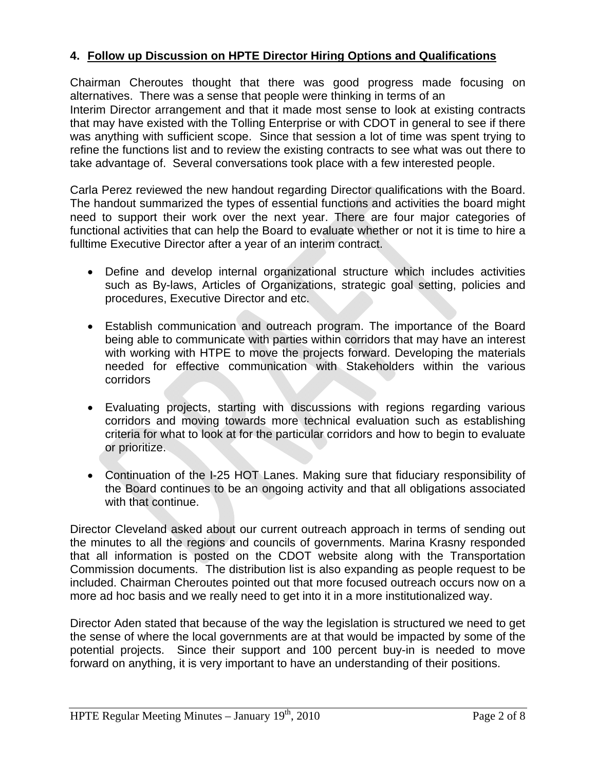## 4. Follow up Discussion on HPTE Director Hiring Options and Qualifications

Chairman Cheroutes thought that there was good progress made focusing on alternatives. There was a sense that people were thinking in terms of an Interim Director arrangement and that it made most sense to look at existing contracts that may have existed with the Tolling Enterprise or with CDOT in general to see if there was anything with sufficient scope. Since that session a lot of time was spent trying to refine the functions list and to review the existing contracts to see what was out there to take advantage of. Several conversations took place with a few interested people.

Carla Perez reviewed the new handout regarding Director qualifications with the Board. The handout summarized the types of essential functions and activities the board might need to support their work over the next year. There are four major categories of functional activities that can help the Board to evaluate whether or not it is time to hire a fulltime Executive Director after a year of an interim contract.

- Define and develop internal organizational structure which includes activities such as By-laws, Articles of Organizations, strategic goal setting, policies and procedures, Executive Director and etc.
- Establish communication and outreach program. The importance of the Board being able to communicate with parties within corridors that may have an interest with working with HTPE to move the projects forward. Developing the materials needed for effective communication with Stakeholders within the various corridors
- Evaluating projects, starting with discussions with regions regarding various corridors and moving towards more technical evaluation such as establishing criteria for what to look at for the particular corridors and how to begin to evaluate or prioritize.
- Continuation of the I-25 HOT Lanes. Making sure that fiduciary responsibility of the Board continues to be an ongoing activity and that all obligations associated with that continue.

Director Cleveland asked about our current outreach approach in terms of sending out the minutes to all the regions and councils of governments. Marina Krasny responded that all information is posted on the CDOT website along with the Transportation Commission documents. The distribution list is also expanding as people request to be included. Chairman Cheroutes pointed out that more focused outreach occurs now on a more ad hoc basis and we really need to get into it in a more institutionalized way.

Director Aden stated that because of the way the legislation is structured we need to get the sense of where the local governments are at that would be impacted by some of the potential projects. Since their support and 100 percent buy-in is needed to move forward on anything, it is very important to have an understanding of their positions.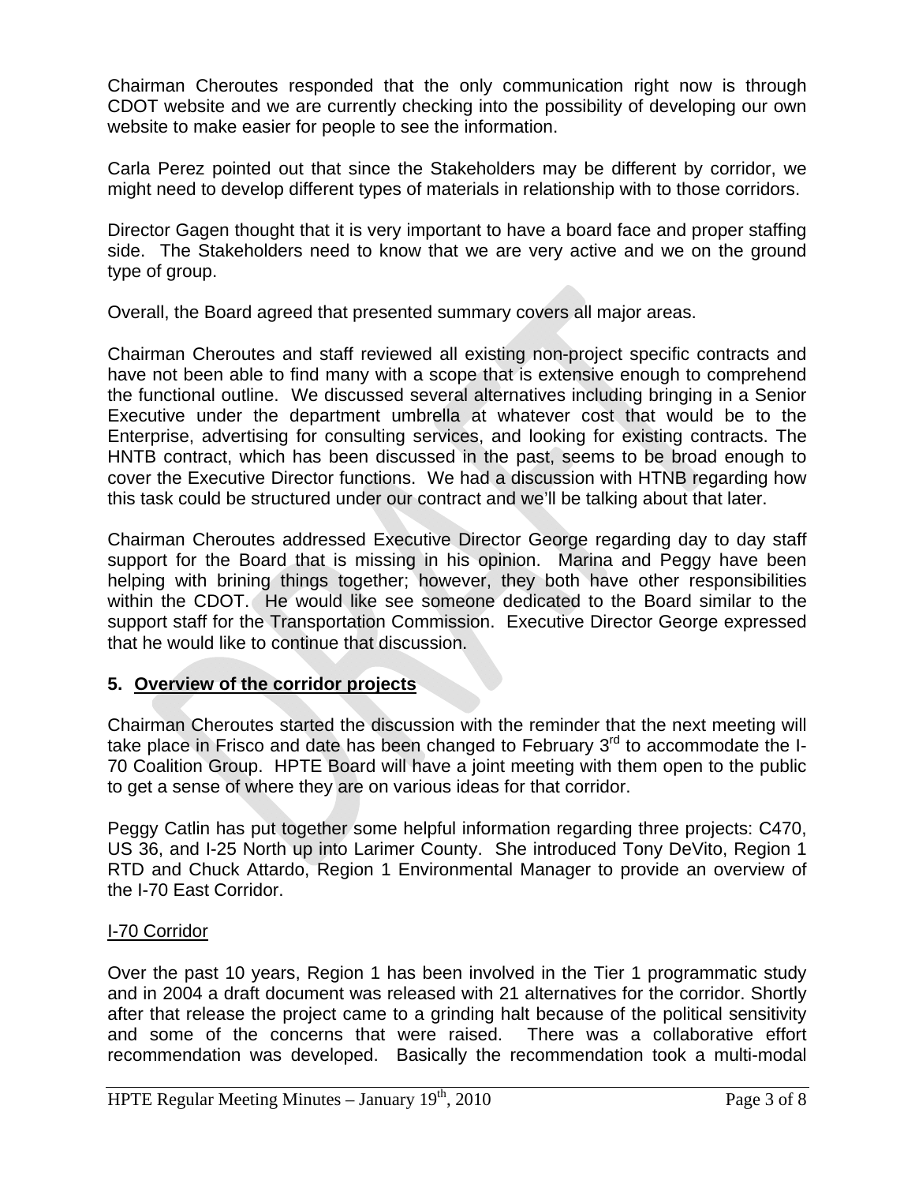Chairman Cheroutes responded that the only communication right now is through CDOT website and we are currently checking into the possibility of developing our own website to make easier for people to see the information.

Carla Perez pointed out that since the Stakeholders may be different by corridor, we might need to develop different types of materials in relationship with to those corridors.

Director Gagen thought that it is very important to have a board face and proper staffing side. The Stakeholders need to know that we are very active and we on the ground type of group.

Overall, the Board agreed that presented summary covers all major areas.

Chairman Cheroutes and staff reviewed all existing non-project specific contracts and have not been able to find many with a scope that is extensive enough to comprehend the functional outline. We discussed several alternatives including bringing in a Senior Executive under the department umbrella at whatever cost that would be to the Enterprise, advertising for consulting services, and looking for existing contracts. The HNTB contract, which has been discussed in the past, seems to be broad enough to cover the Executive Director functions. We had a discussion with HTNB regarding how this task could be structured under our contract and we'll be talking about that later.

Chairman Cheroutes addressed Executive Director George regarding day to day staff support for the Board that is missing in his opinion. Marina and Peggy have been helping with brining things together; however, they both have other responsibilities within the CDOT. He would like see someone dedicated to the Board similar to the support staff for the Transportation Commission. Executive Director George expressed that he would like to continue that discussion.

**5. <u>Overview of the corridor projects</u>**

Chairman Cheroutes started the discussion with the reminder that the next meeting will take place in Frisco and date has been changed to February 3rd to accommodate the I-70 Coalition Group. HPTE Board will have a joint meeting with them open to the public to get a sense of where they are on various ideas for that corridor.

Peggy Catlin has put together some helpful information regarding three projects: C470, US 36, and I-25 North up into Larimer County. She introduced Tony DeVito, Region 1 RTD and Chuck Attardo, Region 1 Environmental Manager to provide an overview of the I-70 East Corridor.

<u>I-70 Corridor</u>

Over the past 10 years, Region 1 has been involved in the Tier 1 programmatic study and in 2004 a draft document was released with 21 alternatives for the corridor. Shortly after that release the project came to a grinding halt because of the political sensitivity and some of the concerns that were raised. There was a collaborative effort recommendation was developed. Basically the recommendation took a multi-modal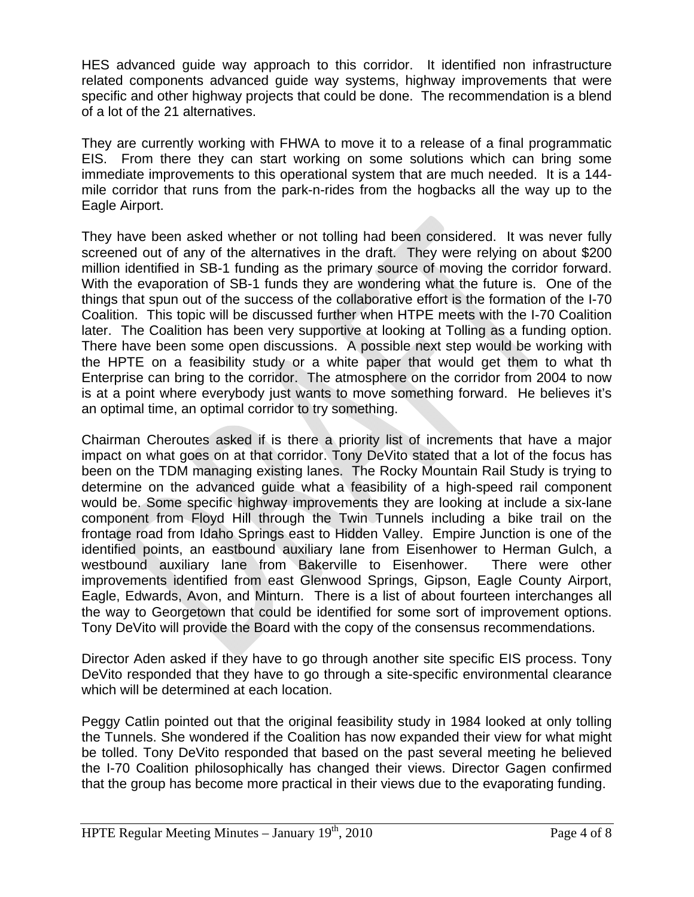HES advanced guide way approach to this corridor. It identified non infrastructure related components advanced guide way systems, highway improvements that were specific and other highway projects that could be done. The recommendation is a blend of a lot of the 21 alternatives.

They are currently working with FHWA to move it to a release of a final programmatic EIS. From there they can start working on some solutions which can bring some immediate improvements to this operational system that are much needed. It is a 144-mile corridor that runs from the park-n-rides from the hogbacks all the way up to the Eagle Airport.

They have been asked whether or not tolling had been considered. It was never fully screened out of any of the alternatives in the draft. They were relying on about $200 million identified in SB-1 funding as the primary source of moving the corridor forward. With the evaporation of SB-1 funds they are wondering what the future is. One of the things that spun out of the success of the collaborative effort is the formation of the I-70 Coalition. This topic will be discussed further when HTPE meets with the I-70 Coalition later. The Coalition has been very supportive at looking at Tolling as a funding option. There have been some open discussions. A possible next step would be working with the HPTE on a feasibility study or a white paper that would get them to what th Enterprise can bring to the corridor. The atmosphere on the corridor from 2004 to now is at a point where everybody just wants to move something forward. He believes it's an optimal time, an optimal corridor to try something.

Chairman Cheroutes asked if is there a priority list of increments that have a major impact on what goes on at that corridor. Tony DeVito stated that a lot of the focus has been on the TDM managing existing lanes. The Rocky Mountain Rail Study is trying to determine on the advanced guide what a feasibility of a high-speed rail component would be. Some specific highway improvements they are looking at include a six-lane component from Floyd Hill through the Twin Tunnels including a bike trail on the frontage road from Idaho Springs east to Hidden Valley. Empire Junction is one of the identified points, an eastbound auxiliary lane from Eisenhower to Herman Gulch, a westbound auxiliary lane from Bakerville to Eisenhower. There were other improvements identified from east Glenwood Springs, Gipson, Eagle County Airport, Eagle, Edwards, Avon, and Minturn. There is a list of about fourteen interchanges all the way to Georgetown that could be identified for some sort of improvement options. Tony DeVito will provide the Board with the copy of the consensus recommendations.

Director Aden asked if they have to go through another site specific EIS process. Tony DeVito responded that they have to go through a site-specific environmental clearance which will be determined at each location.

Peggy Catlin pointed out that the original feasibility study in 1984 looked at only tolling the Tunnels. She wondered if the Coalition has now expanded their view for what might be tolled. Tony DeVito responded that based on the past several meeting he believed the I-70 Coalition philosophically has changed their views. Director Gagen confirmed that the group has become more practical in their views due to the evaporating funding.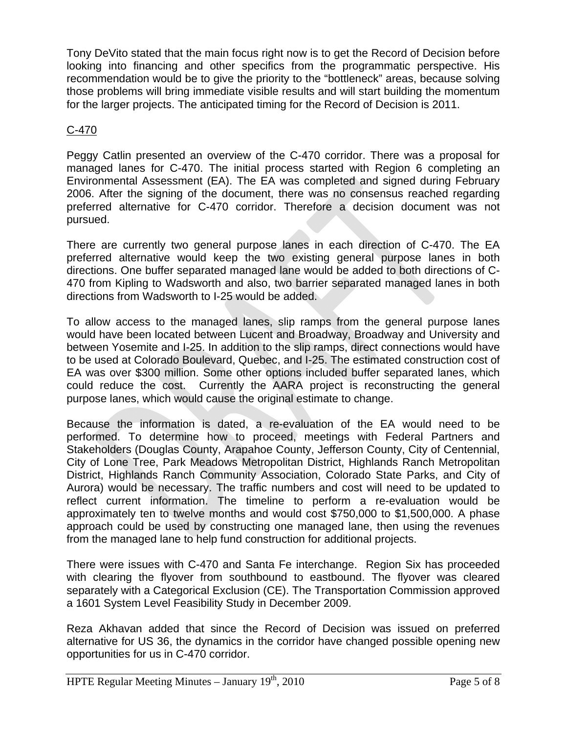Tony DeVito stated that the main focus right now is to get the Record of Decision before looking into financing and other specifics from the programmatic perspective. His recommendation would be to give the priority to the "bottleneck" areas, because solving those problems will bring immediate visible results and will start building the momentum for the larger projects. The anticipated timing for the Record of Decision is 2011.

## C-470

Peggy Catlin presented an overview of the C-470 corridor. There was a proposal for managed lanes for C-470. The initial process started with Region 6 completing an Environmental Assessment (EA). The EA was completed and signed during February 2006. After the signing of the document, there was no consensus reached regarding preferred alternative for C-470 corridor. Therefore a decision document was not pursued.

There are currently two general purpose lanes in each direction of C-470. The EA preferred alternative would keep the two existing general purpose lanes in both directions. One buffer separated managed lane would be added to both directions of C-470 from Kipling to Wadsworth and also, two barrier separated managed lanes in both directions from Wadsworth to I-25 would be added.

To allow access to the managed lanes, slip ramps from the general purpose lanes would have been located between Lucent and Broadway, Broadway and University and between Yosemite and I-25. In addition to the slip ramps, direct connections would have to be used at Colorado Boulevard, Quebec, and I-25. The estimated construction cost of EA was over $300 million. Some other options included buffer separated lanes, which could reduce the cost. Currently the AARA project is reconstructing the general purpose lanes, which would cause the original estimate to change.

Because the information is dated, a re-evaluation of the EA would need to be performed. To determine how to proceed, meetings with Federal Partners and Stakeholders (Douglas County, Arapahoe County, Jefferson County, City of Centennial, City of Lone Tree, Park Meadows Metropolitan District, Highlands Ranch Metropolitan District, Highlands Ranch Community Association, Colorado State Parks, and City of Aurora) would be necessary. The traffic numbers and cost will need to be updated to reflect current information. The timeline to perform a re-evaluation would be approximately ten to twelve months and would cost $750,000 to $1,500,000. A phase approach could be used by constructing one managed lane, then using the revenues from the managed lane to help fund construction for additional projects.

There were issues with C-470 and Santa Fe interchange. Region Six has proceeded with clearing the flyover from southbound to eastbound. The flyover was cleared separately with a Categorical Exclusion (CE). The Transportation Commission approved a 1601 System Level Feasibility Study in December 2009.

Reza Akhavan added that since the Record of Decision was issued on preferred alternative for US 36, the dynamics in the corridor have changed possible opening new opportunities for us in C-470 corridor.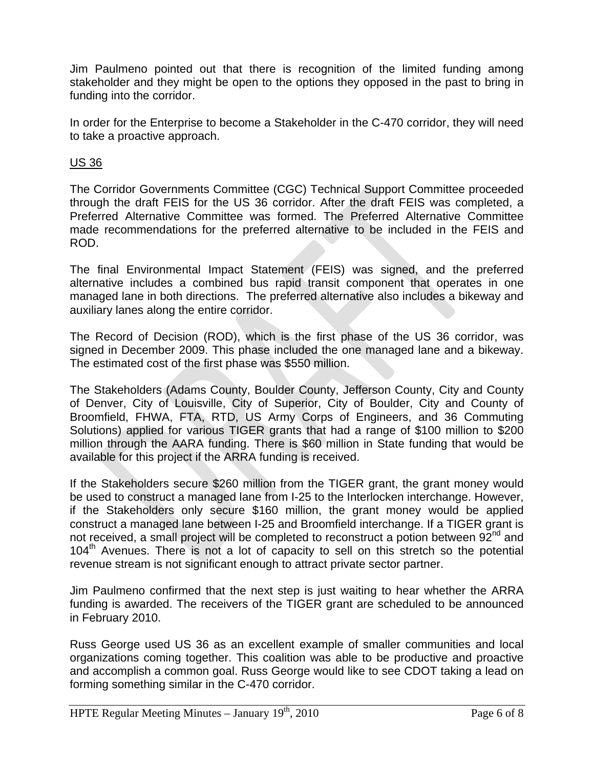Jim Paulmeno pointed out that there is recognition of the limited funding among stakeholder and they might be open to the options they opposed in the past to bring in funding into the corridor.

In order for the Enterprise to become a Stakeholder in the C-470 corridor, they will need to take a proactive approach.

US 36

The Corridor Governments Committee (CGC) Technical Support Committee proceeded through the draft FEIS for the US 36 corridor. After the draft FEIS was completed, a Preferred Alternative Committee was formed. The Preferred Alternative Committee made recommendations for the preferred alternative to be included in the FEIS and ROD.

The final Environmental Impact Statement (FEIS) was signed, and the preferred alternative includes a combined bus rapid transit component that operates in one managed lane in both directions. The preferred alternative also includes a bikeway and auxiliary lanes along the entire corridor.

The Record of Decision (ROD), which is the first phase of the US 36 corridor, was signed in December 2009. This phase included the one managed lane and a bikeway. The estimated cost of the first phase was $550 million.

The Stakeholders (Adams County, Boulder County, Jefferson County, City and County of Denver, City of Louisville, City of Superior, City of Boulder, City and County of Broomfield, FHWA, FTA, RTD, US Army Corps of Engineers, and 36 Commuting Solutions) applied for various TIGER grants that had a range of $100 million to $200 million through the AARA funding. There is $60 million in State funding that would be available for this project if the ARRA funding is received.

If the Stakeholders secure $260 million from the TIGER grant, the grant money would be used to construct a managed lane from I-25 to the Interlocken interchange. However, if the Stakeholders only secure $160 million, the grant money would be applied construct a managed lane between I-25 and Broomfield interchange. If a TIGER grant is not received, a small project will be completed to reconstruct a potion between 92nd and 104th Avenues. There is not a lot of capacity to sell on this stretch so the potential revenue stream is not significant enough to attract private sector partner.

Jim Paulmeno confirmed that the next step is just waiting to hear whether the ARRA funding is awarded. The receivers of the TIGER grant are scheduled to be announced in February 2010.

Russ George used US 36 as an excellent example of smaller communities and local organizations coming together. This coalition was able to be productive and proactive and accomplish a common goal. Russ George would like to see CDOT taking a lead on forming something similar in the C-470 corridor.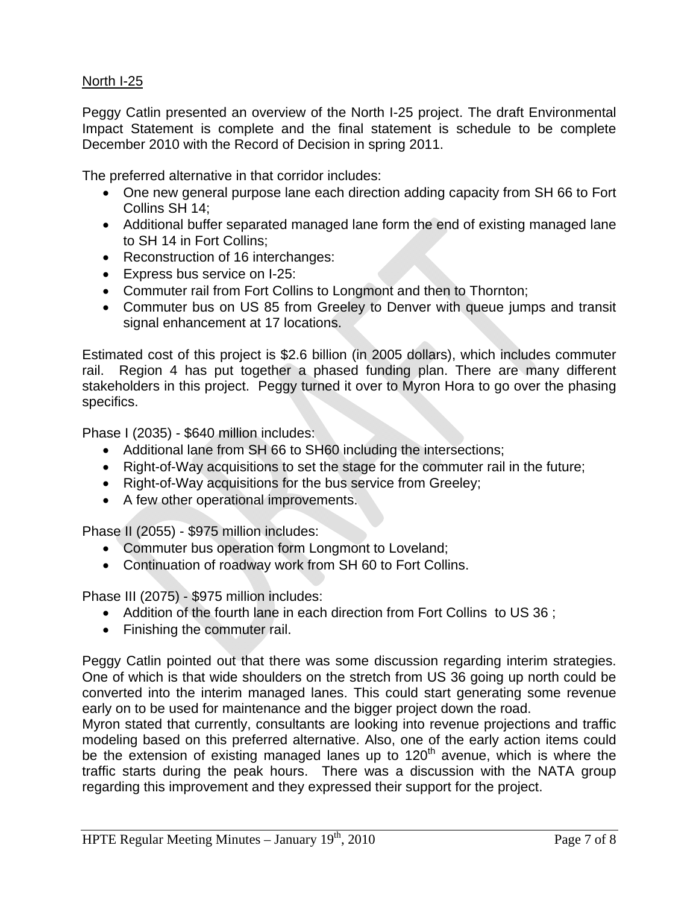North I-25

Peggy Catlin presented an overview of the North I-25 project. The draft Environmental Impact Statement is complete and the final statement is schedule to be complete December 2010 with the Record of Decision in spring 2011.

The preferred alternative in that corridor includes:

- One new general purpose lane each direction adding capacity from SH 66 to Fort Collins SH 14;
- Additional buffer separated managed lane form the end of existing managed lane to SH 14 in Fort Collins;
- Reconstruction of 16 interchanges:
- Express bus service on I-25:
- Commuter rail from Fort Collins to Longmont and then to Thornton;
- Commuter bus on US 85 from Greeley to Denver with queue jumps and transit signal enhancement at 17 locations.

Estimated cost of this project is $2.6 billion (in 2005 dollars), which includes commuter rail. Region 4 has put together a phased funding plan. There are many different stakeholders in this project. Peggy turned it over to Myron Hora to go over the phasing specifics.

Phase I (2035) - $640 million includes:

- Additional lane from SH 66 to SH60 including the intersections;
- Right-of-Way acquisitions to set the stage for the commuter rail in the future;
- Right-of-Way acquisitions for the bus service from Greeley;
- A few other operational improvements.

Phase II (2055) - $975 million includes:

- Commuter bus operation form Longmont to Loveland;
- Continuation of roadway work from SH 60 to Fort Collins.

Phase III (2075) - $975 million includes:

- Addition of the fourth lane in each direction from Fort Collins to US 36 ;
- Finishing the commuter rail.

Peggy Catlin pointed out that there was some discussion regarding interim strategies. One of which is that wide shoulders on the stretch from US 36 going up north could be converted into the interim managed lanes. This could start generating some revenue early on to be used for maintenance and the bigger project down the road.
Myron stated that currently, consultants are looking into revenue projections and traffic modeling based on this preferred alternative. Also, one of the early action items could be the extension of existing managed lanes up to 120th avenue, which is where the traffic starts during the peak hours. There was a discussion with the NATA group regarding this improvement and they expressed their support for the project.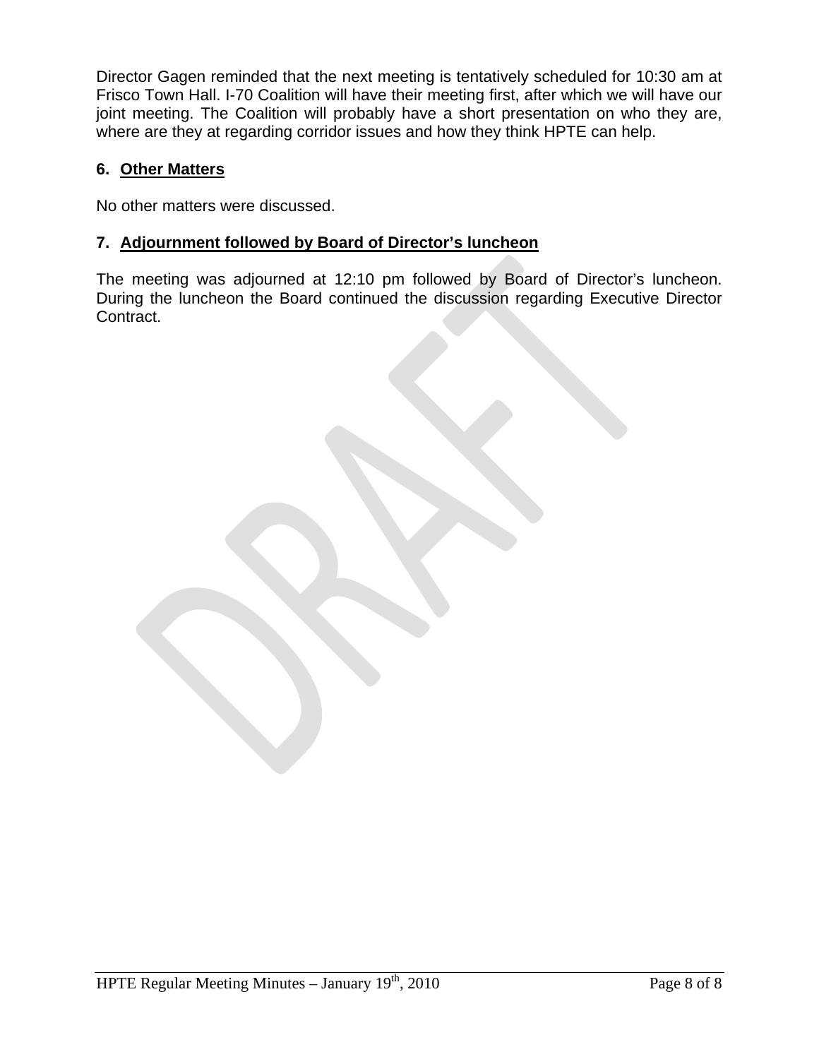Director Gagen reminded that the next meeting is tentatively scheduled for 10:30 am at Frisco Town Hall. I-70 Coalition will have their meeting first, after which we will have our joint meeting. The Coalition will probably have a short presentation on who they are, where are they at regarding corridor issues and how they think HPTE can help.

## 6. Other Matters

No other matters were discussed.

## 7. Adjournment followed by Board of Director's luncheon

The meeting was adjourned at 12:10 pm followed by Board of Director's luncheon. During the luncheon the Board continued the discussion regarding Executive Director Contract.